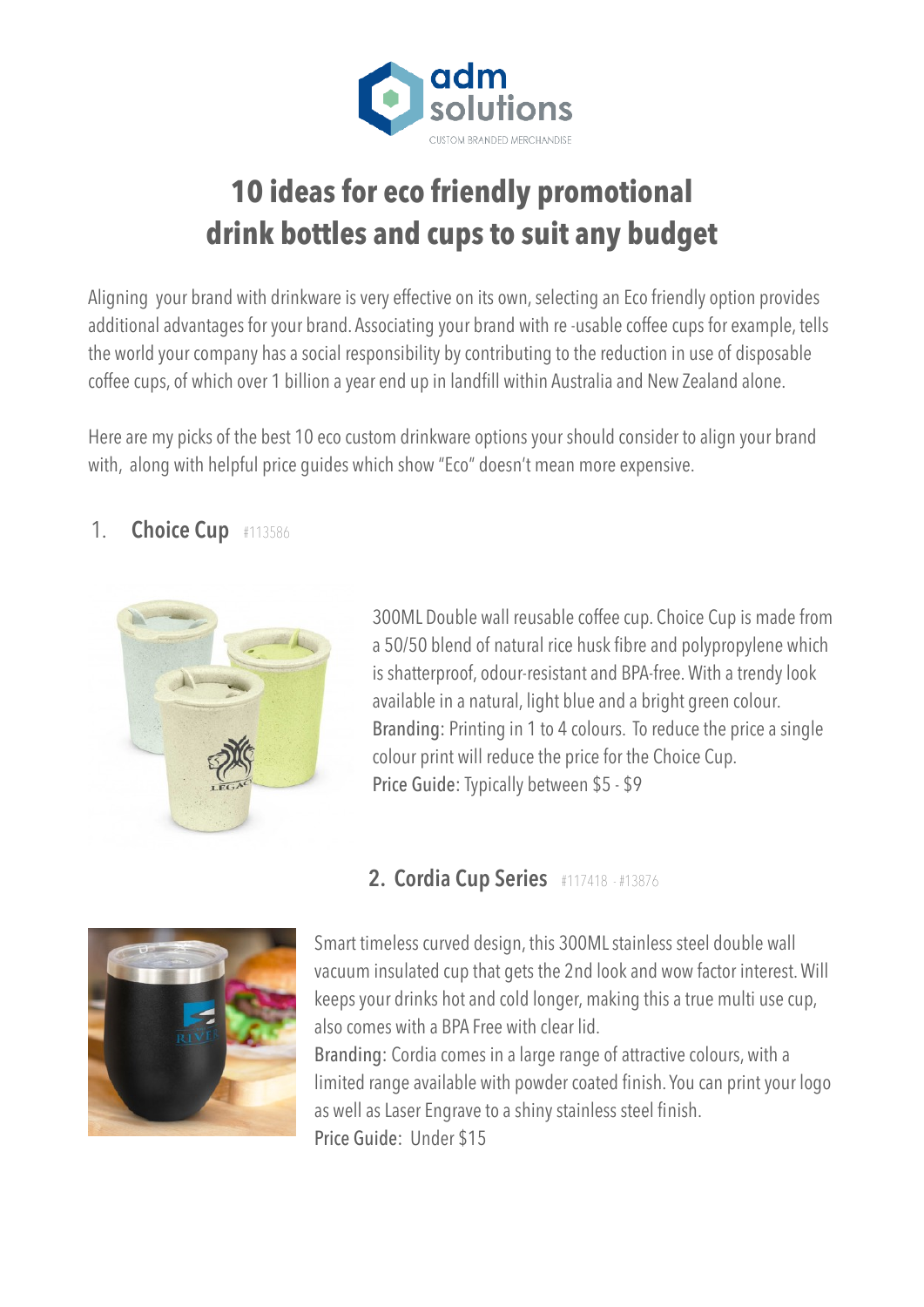adm solutions

CUSTOM BRANDED MERCHANDISE

# 10 ideas for eco friendly promotional drink bottles and cups to suit any budget

Aligning your brand with drinkware is very effective on its own, selecting an Eco friendly option provides additional advantages for your brand. Associating your brand with re -usable coffee cups for example, tells the world your company has a social responsibility by contributing to the reduction in use of disposable coffee cups, of which over 1 billion a year end up in landfill within Australia and New Zealand alone.

Here are my picks of the best 10 eco custom drinkware options your should consider to align your brand with, along with helpful price guides which show "Eco" doesn't mean more expensive.

## 1. Choice Cup #113586

300ML Double wall reusable coffee cup. Choice Cup is made from a 50/50 blend of natural rice husk fibre and polypropylene which is shatterproof, odour-resistant and BPA-free. With a trendy look available in a natural, light blue and a bright green colour.
Branding: Printing in 1 to 4 colours. To reduce the price a single colour print will reduce the price for the Choice Cup.
Price Guide: Typically between $5 - $9

## 2. Cordia Cup Series #117418 - #13876

Smart timeless curved design, this 300ML stainless steel double wall vacuum insulated cup that gets the 2nd look and wow factor interest. Will keeps your drinks hot and cold longer, making this a true multi use cup, also comes with a BPA Free with clear lid.
Branding: Cordia comes in a large range of attractive colours, with a limited range available with powder coated finish. You can print your logo as well as Laser Engrave to a shiny stainless steel finish.
Price Guide: Under $15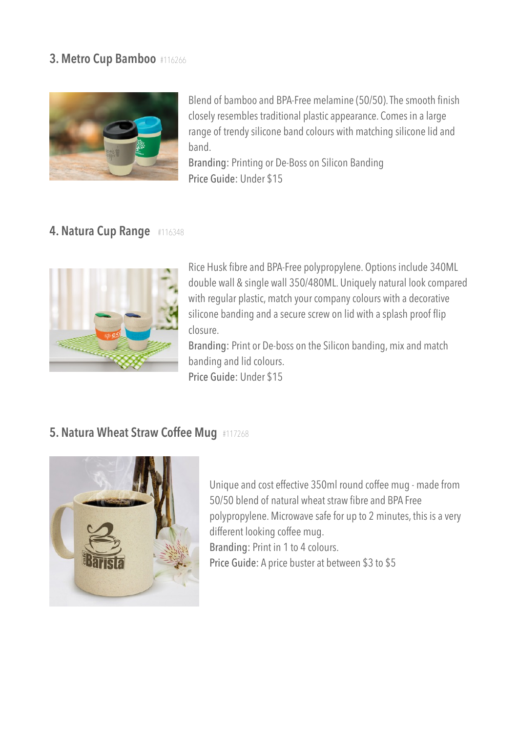### 3. Metro Cup Bamboo #116266

Blend of bamboo and BPA-Free melamine (50/50). The smooth finish closely resembles traditional plastic appearance. Comes in a large range of trendy silicone band colours with matching silicone lid and band.

Branding: Printing or De-Boss on Silicon Banding

Price Guide: Under $15

### 4. Natura Cup Range #116348

Rice Husk fibre and BPA-Free polypropylene. Options include 340ML double wall & single wall 350/480ML. Uniquely natural look compared with regular plastic, match your company colours with a decorative silicone banding and a secure screw on lid with a splash proof flip closure.

Branding: Print or De-boss on the Silicon banding, mix and match banding and lid colours.

Price Guide: Under $15

### 5. Natura Wheat Straw Coffee Mug #117268

Unique and cost effective 350ml round coffee mug - made from 50/50 blend of natural wheat straw fibre and BPA Free polypropylene. Microwave safe for up to 2 minutes, this is a very different looking coffee mug.

Branding: Print in 1 to 4 colours.

Price Guide: A price buster at between $3 to $5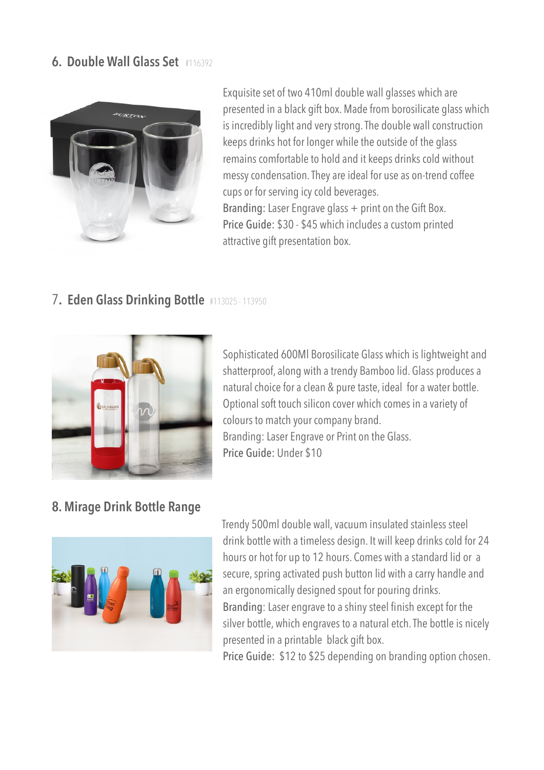## 6. Double Wall Glass Set #116392

Exquisite set of two 410ml double wall glasses which are presented in a black gift box. Made from borosilicate glass which is incredibly light and very strong. The double wall construction keeps drinks hot for longer while the outside of the glass remains comfortable to hold and it keeps drinks cold without messy condensation. They are ideal for use as on-trend coffee cups or for serving icy cold beverages.

**Branding**: Laser Engrave glass + print on the Gift Box.

**Price Guide**: $30 - $45 which includes a custom printed attractive gift presentation box.

## 7. Eden Glass Drinking Bottle #113025 - 113950

Sophisticated 600Ml Borosilicate Glass which is lightweight and shatterproof, along with a trendy Bamboo lid. Glass produces a natural choice for a clean & pure taste, ideal for a water bottle. Optional soft touch silicon cover which comes in a variety of colours to match your company brand.

Branding: Laser Engrave or Print on the Glass.

**Price Guide**: Under $10

## 8. Mirage Drink Bottle Range

Trendy 500ml double wall, vacuum insulated stainless steel drink bottle with a timeless design. It will keep drinks cold for 24 hours or hot for up to 12 hours. Comes with a standard lid or a secure, spring activated push button lid with a carry handle and an ergonomically designed spout for pouring drinks.

**Branding**: Laser engrave to a shiny steel finish except for the silver bottle, which engraves to a natural etch. The bottle is nicely presented in a printable black gift box.

**Price Guide**: $12 to $25 depending on branding option chosen.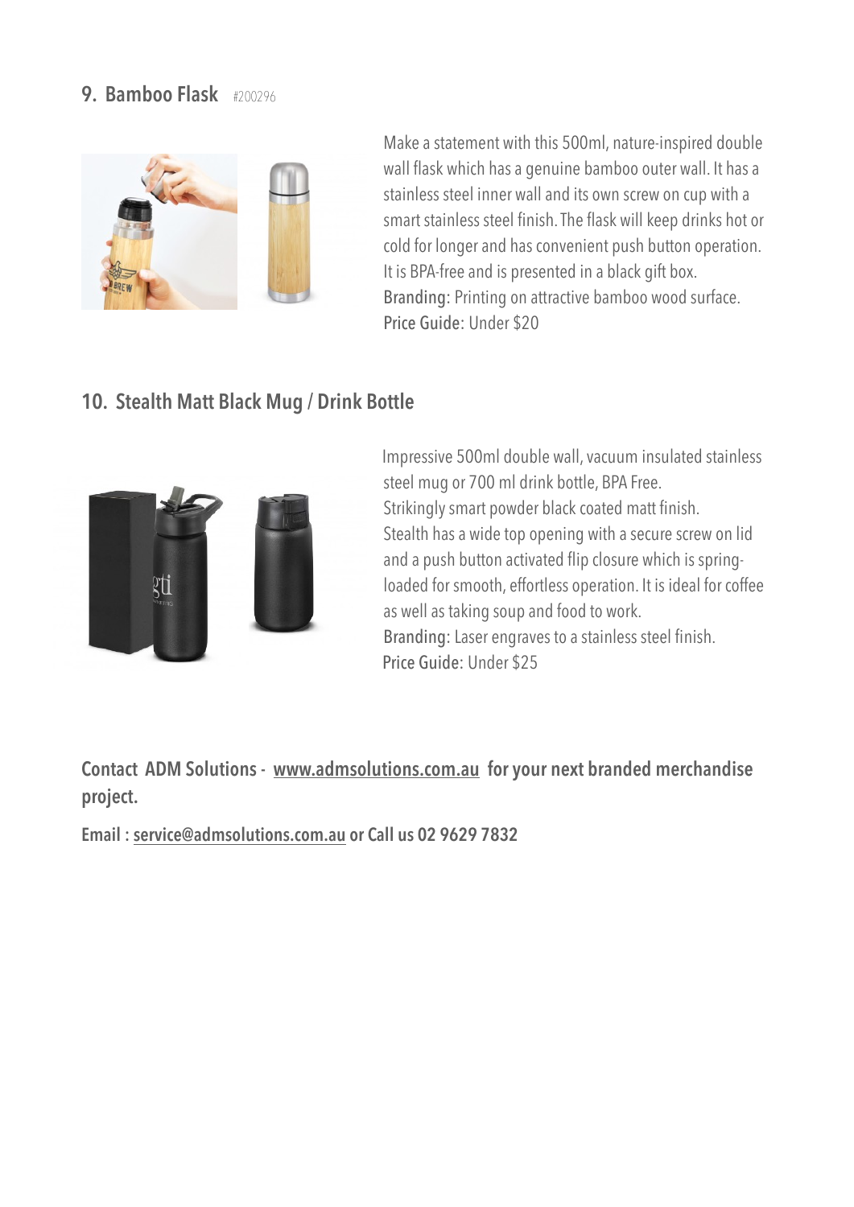## 9. Bamboo Flask #200296

Make a statement with this 500ml, nature-inspired double wall flask which has a genuine bamboo outer wall. It has a stainless steel inner wall and its own screw on cup with a smart stainless steel finish. The flask will keep drinks hot or cold for longer and has convenient push button operation. It is BPA-free and is presented in a black gift box.

Branding: Printing on attractive bamboo wood surface.

Price Guide: Under $20

## 10. Stealth Matt Black Mug / Drink Bottle

Impressive 500ml double wall, vacuum insulated stainless steel mug or 700 ml drink bottle, BPA Free.

Strikingly smart powder black coated matt finish.

Stealth has a wide top opening with a secure screw on lid and a push button activated flip closure which is spring-loaded for smooth, effortless operation. It is ideal for coffee as well as taking soup and food to work.

Branding: Laser engraves to a stainless steel finish.

Price Guide: Under $25

**Contact ADM Solutions - www.admsolutions.com.au for your next branded merchandise project.**

**Email : service@admsolutions.com.au or Call us 02 9629 7832**